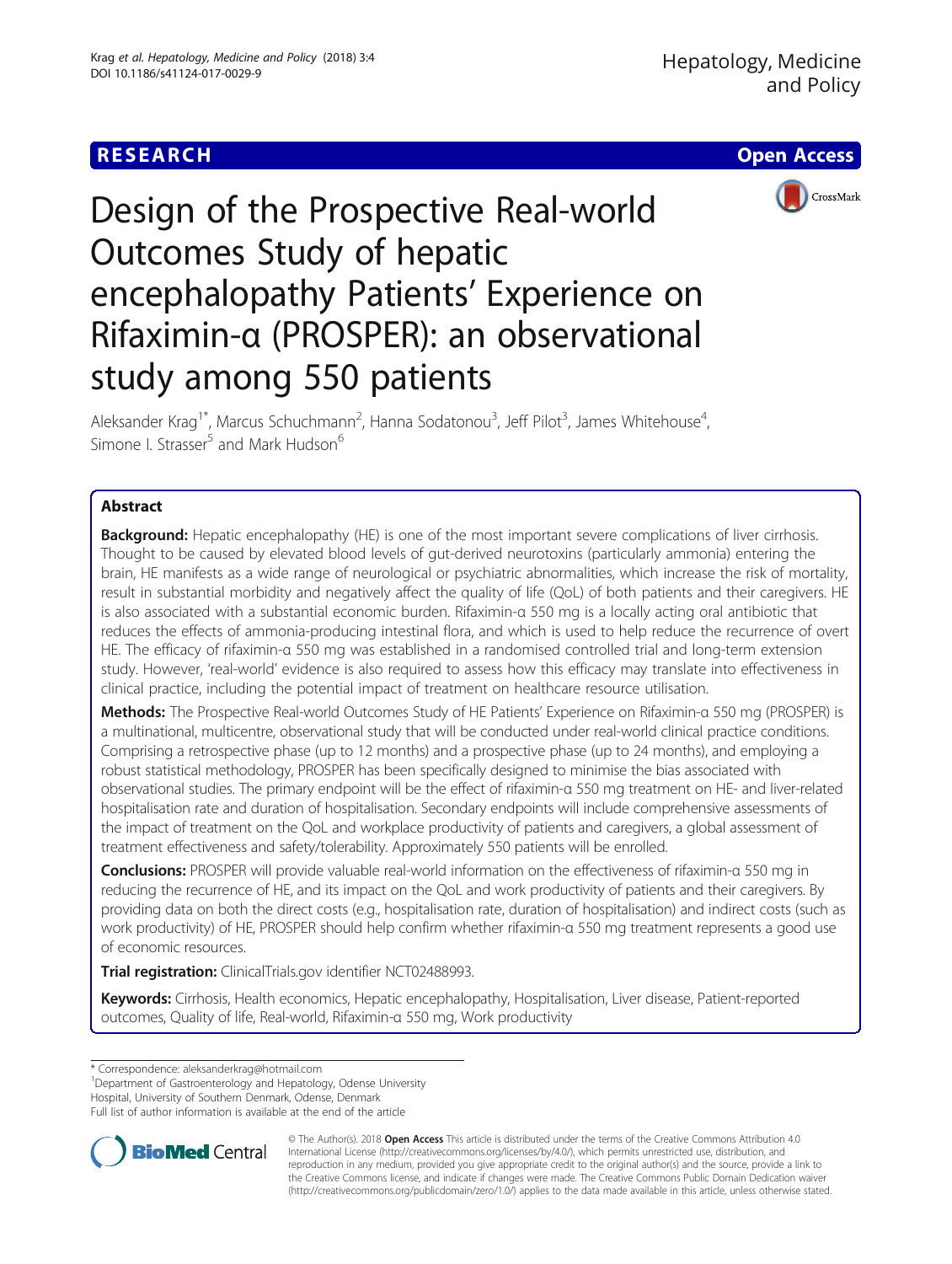**RESEARCH** **Open Access**

# Design of the Prospective Real-world Outcomes Study of hepatic encephalopathy Patients' Experience on Rifaximin-α (PROSPER): an observational study among 550 patients

Aleksander Krag[1*], Marcus Schuchmann[2], Hanna Sodatonou[3], Jeff Pilot[3], James Whitehouse[4], Simone I. Strasser[5] and Mark Hudson[6]

## Abstract

**Background:** Hepatic encephalopathy (HE) is one of the most important severe complications of liver cirrhosis. Thought to be caused by elevated blood levels of gut-derived neurotoxins (particularly ammonia) entering the brain, HE manifests as a wide range of neurological or psychiatric abnormalities, which increase the risk of mortality, result in substantial morbidity and negatively affect the quality of life (QoL) of both patients and their caregivers. HE is also associated with a substantial economic burden. Rifaximin-α 550 mg is a locally acting oral antibiotic that reduces the effects of ammonia-producing intestinal flora, and which is used to help reduce the recurrence of overt HE. The efficacy of rifaximin-α 550 mg was established in a randomised controlled trial and long-term extension study. However, 'real-world' evidence is also required to assess how this efficacy may translate into effectiveness in clinical practice, including the potential impact of treatment on healthcare resource utilisation.

**Methods:** The Prospective Real-world Outcomes Study of HE Patients' Experience on Rifaximin-α 550 mg (PROSPER) is a multinational, multicentre, observational study that will be conducted under real-world clinical practice conditions. Comprising a retrospective phase (up to 12 months) and a prospective phase (up to 24 months), and employing a robust statistical methodology, PROSPER has been specifically designed to minimise the bias associated with observational studies. The primary endpoint will be the effect of rifaximin-α 550 mg treatment on HE- and liver-related hospitalisation rate and duration of hospitalisation. Secondary endpoints will include comprehensive assessments of the impact of treatment on the QoL and workplace productivity of patients and caregivers, a global assessment of treatment effectiveness and safety/tolerability. Approximately 550 patients will be enrolled.

**Conclusions:** PROSPER will provide valuable real-world information on the effectiveness of rifaximin-α 550 mg in reducing the recurrence of HE, and its impact on the QoL and work productivity of patients and their caregivers. By providing data on both the direct costs (e.g., hospitalisation rate, duration of hospitalisation) and indirect costs (such as work productivity) of HE, PROSPER should help confirm whether rifaximin-α 550 mg treatment represents a good use of economic resources.

**Trial registration:** ClinicalTrials.gov identifier NCT02488993.

**Keywords:** Cirrhosis, Health economics, Hepatic encephalopathy, Hospitalisation, Liver disease, Patient-reported outcomes, Quality of life, Real-world, Rifaximin-α 550 mg, Work productivity

\* Correspondence: aleksanderkrag@hotmail.com
[1]Department of Gastroenterology and Hepatology, Odense University Hospital, University of Southern Denmark, Odense, Denmark
Full list of author information is available at the end of the article

© The Author(s). 2018 **Open Access** This article is distributed under the terms of the Creative Commons Attribution 4.0 International License (http://creativecommons.org/licenses/by/4.0/), which permits unrestricted use, distribution, and reproduction in any medium, provided you give appropriate credit to the original author(s) and the source, provide a link to the Creative Commons license, and indicate if changes were made. The Creative Commons Public Domain Dedication waiver (http://creativecommons.org/publicdomain/zero/1.0/) applies to the data made available in this article, unless otherwise stated.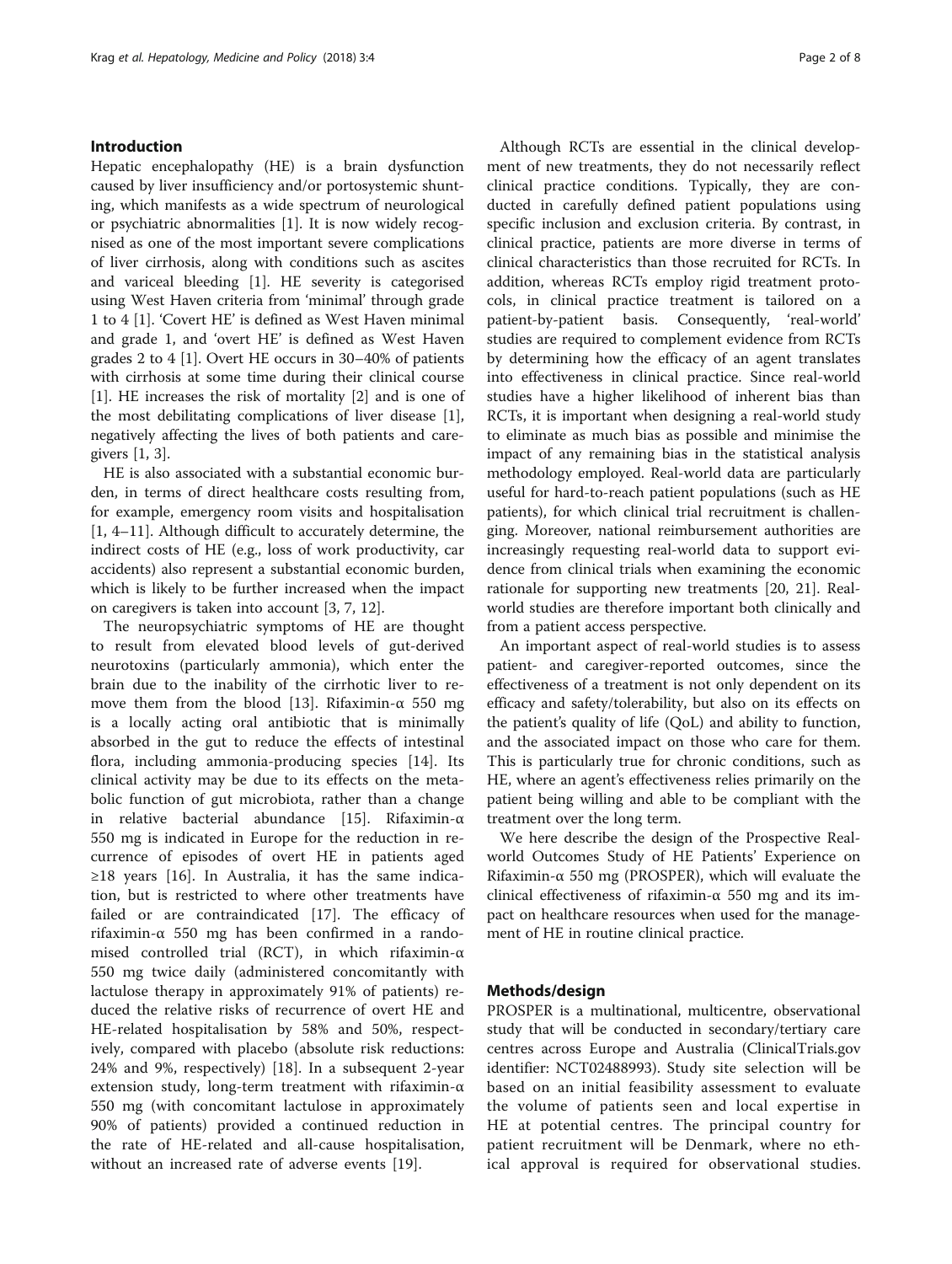## Introduction

Hepatic encephalopathy (HE) is a brain dysfunction caused by liver insufficiency and/or portosystemic shunting, which manifests as a wide spectrum of neurological or psychiatric abnormalities [1]. It is now widely recognised as one of the most important severe complications of liver cirrhosis, along with conditions such as ascites and variceal bleeding [1]. HE severity is categorised using West Haven criteria from 'minimal' through grade 1 to 4 [1]. 'Covert HE' is defined as West Haven minimal and grade 1, and 'overt HE' is defined as West Haven grades 2 to 4 [1]. Overt HE occurs in 30–40% of patients with cirrhosis at some time during their clinical course [1]. HE increases the risk of mortality [2] and is one of the most debilitating complications of liver disease [1], negatively affecting the lives of both patients and caregivers [1, 3].

HE is also associated with a substantial economic burden, in terms of direct healthcare costs resulting from, for example, emergency room visits and hospitalisation [1, 4–11]. Although difficult to accurately determine, the indirect costs of HE (e.g., loss of work productivity, car accidents) also represent a substantial economic burden, which is likely to be further increased when the impact on caregivers is taken into account [3, 7, 12].

The neuropsychiatric symptoms of HE are thought to result from elevated blood levels of gut-derived neurotoxins (particularly ammonia), which enter the brain due to the inability of the cirrhotic liver to remove them from the blood [13]. Rifaximin-α 550 mg is a locally acting oral antibiotic that is minimally absorbed in the gut to reduce the effects of intestinal flora, including ammonia-producing species [14]. Its clinical activity may be due to its effects on the metabolic function of gut microbiota, rather than a change in relative bacterial abundance [15]. Rifaximin-α 550 mg is indicated in Europe for the reduction in recurrence of episodes of overt HE in patients aged ≥18 years [16]. In Australia, it has the same indication, but is restricted to where other treatments have failed or are contraindicated [17]. The efficacy of rifaximin-α 550 mg has been confirmed in a randomised controlled trial (RCT), in which rifaximin-α 550 mg twice daily (administered concomitantly with lactulose therapy in approximately 91% of patients) reduced the relative risks of recurrence of overt HE and HE-related hospitalisation by 58% and 50%, respectively, compared with placebo (absolute risk reductions: 24% and 9%, respectively) [18]. In a subsequent 2-year extension study, long-term treatment with rifaximin-α 550 mg (with concomitant lactulose in approximately 90% of patients) provided a continued reduction in the rate of HE-related and all-cause hospitalisation, without an increased rate of adverse events [19].

Although RCTs are essential in the clinical development of new treatments, they do not necessarily reflect clinical practice conditions. Typically, they are conducted in carefully defined patient populations using specific inclusion and exclusion criteria. By contrast, in clinical practice, patients are more diverse in terms of clinical characteristics than those recruited for RCTs. In addition, whereas RCTs employ rigid treatment protocols, in clinical practice treatment is tailored on a patient-by-patient basis. Consequently, 'real-world' studies are required to complement evidence from RCTs by determining how the efficacy of an agent translates into effectiveness in clinical practice. Since real-world studies have a higher likelihood of inherent bias than RCTs, it is important when designing a real-world study to eliminate as much bias as possible and minimise the impact of any remaining bias in the statistical analysis methodology employed. Real-world data are particularly useful for hard-to-reach patient populations (such as HE patients), for which clinical trial recruitment is challenging. Moreover, national reimbursement authorities are increasingly requesting real-world data to support evidence from clinical trials when examining the economic rationale for supporting new treatments [20, 21]. Real-world studies are therefore important both clinically and from a patient access perspective.

An important aspect of real-world studies is to assess patient- and caregiver-reported outcomes, since the effectiveness of a treatment is not only dependent on its efficacy and safety/tolerability, but also on its effects on the patient's quality of life (QoL) and ability to function, and the associated impact on those who care for them. This is particularly true for chronic conditions, such as HE, where an agent's effectiveness relies primarily on the patient being willing and able to be compliant with the treatment over the long term.

We here describe the design of the Prospective Real-world Outcomes Study of HE Patients' Experience on Rifaximin-α 550 mg (PROSPER), which will evaluate the clinical effectiveness of rifaximin-α 550 mg and its impact on healthcare resources when used for the management of HE in routine clinical practice.

## Methods/design

PROSPER is a multinational, multicentre, observational study that will be conducted in secondary/tertiary care centres across Europe and Australia (ClinicalTrials.gov identifier: NCT02488993). Study site selection will be based on an initial feasibility assessment to evaluate the volume of patients seen and local expertise in HE at potential centres. The principal country for patient recruitment will be Denmark, where no ethical approval is required for observational studies.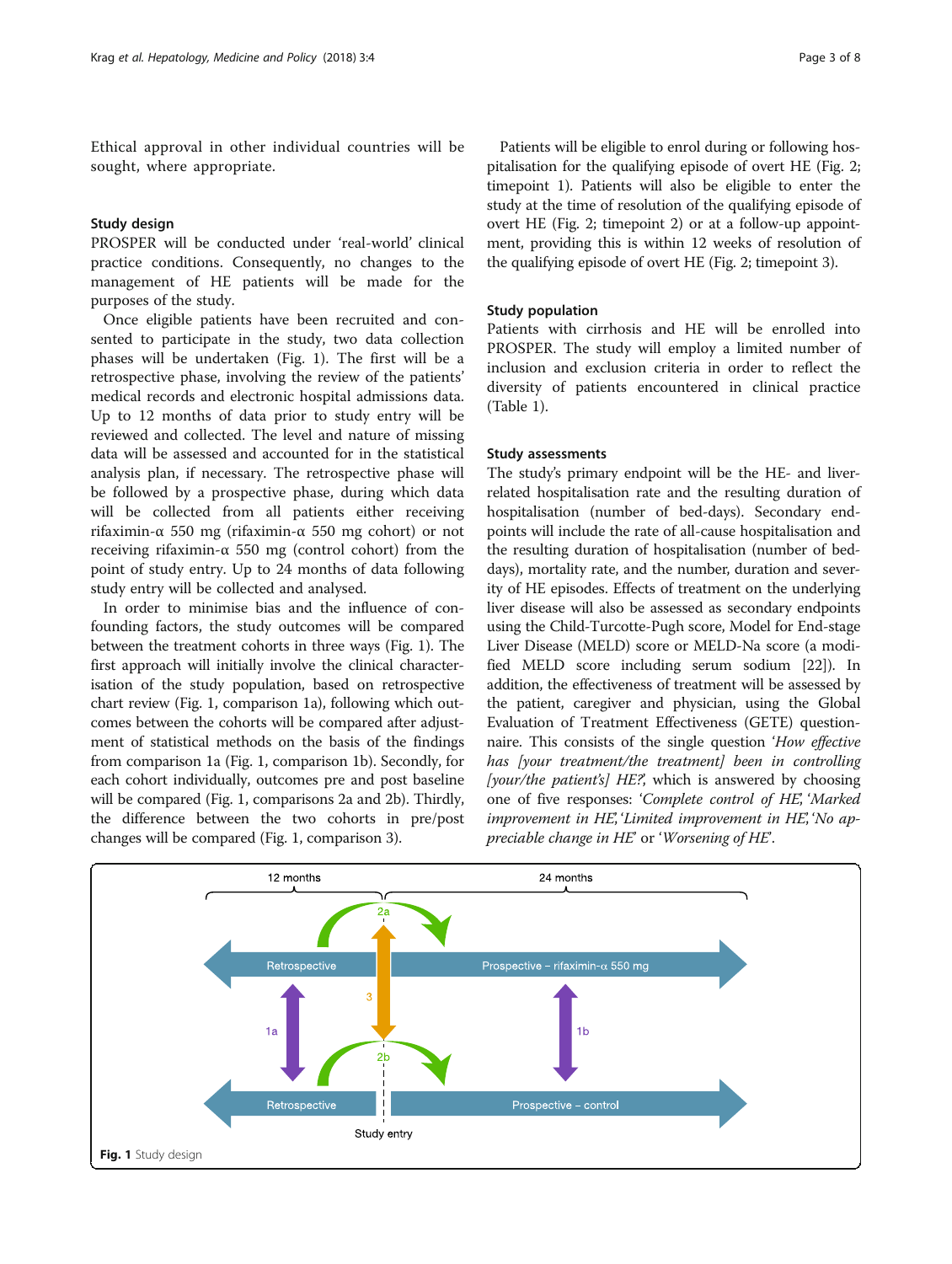Ethical approval in other individual countries will be sought, where appropriate.

### Study design

PROSPER will be conducted under 'real-world' clinical practice conditions. Consequently, no changes to the management of HE patients will be made for the purposes of the study.

Once eligible patients have been recruited and consented to participate in the study, two data collection phases will be undertaken (Fig. 1). The first will be a retrospective phase, involving the review of the patients' medical records and electronic hospital admissions data. Up to 12 months of data prior to study entry will be reviewed and collected. The level and nature of missing data will be assessed and accounted for in the statistical analysis plan, if necessary. The retrospective phase will be followed by a prospective phase, during which data will be collected from all patients either receiving rifaximin-α 550 mg (rifaximin-α 550 mg cohort) or not receiving rifaximin-α 550 mg (control cohort) from the point of study entry. Up to 24 months of data following study entry will be collected and analysed.

In order to minimise bias and the influence of confounding factors, the study outcomes will be compared between the treatment cohorts in three ways (Fig. 1). The first approach will initially involve the clinical characterisation of the study population, based on retrospective chart review (Fig. 1, comparison 1a), following which outcomes between the cohorts will be compared after adjustment of statistical methods on the basis of the findings from comparison 1a (Fig. 1, comparison 1b). Secondly, for each cohort individually, outcomes pre and post baseline will be compared (Fig. 1, comparisons 2a and 2b). Thirdly, the difference between the two cohorts in pre/post changes will be compared (Fig. 1, comparison 3).

Patients will be eligible to enrol during or following hospitalisation for the qualifying episode of overt HE (Fig. 2; timepoint 1). Patients will also be eligible to enter the study at the time of resolution of the qualifying episode of overt HE (Fig. 2; timepoint 2) or at a follow-up appointment, providing this is within 12 weeks of resolution of the qualifying episode of overt HE (Fig. 2; timepoint 3).

### Study population

Patients with cirrhosis and HE will be enrolled into PROSPER. The study will employ a limited number of inclusion and exclusion criteria in order to reflect the diversity of patients encountered in clinical practice (Table 1).

### Study assessments

The study's primary endpoint will be the HE- and liver-related hospitalisation rate and the resulting duration of hospitalisation (number of bed-days). Secondary endpoints will include the rate of all-cause hospitalisation and the resulting duration of hospitalisation (number of bed-days), mortality rate, and the number, duration and severity of HE episodes. Effects of treatment on the underlying liver disease will also be assessed as secondary endpoints using the Child-Turcotte-Pugh score, Model for End-stage Liver Disease (MELD) score or MELD-Na score (a modified MELD score including serum sodium [22]). In addition, the effectiveness of treatment will be assessed by the patient, caregiver and physician, using the Global Evaluation of Treatment Effectiveness (GETE) questionnaire. This consists of the single question *'How effective has [your treatment/the treatment] been in controlling [your/the patient's] HE?'*, which is answered by choosing one of five responses: *'Complete control of HE'*, *'Marked improvement in HE'*, *'Limited improvement in HE'*, *'No appreciable change in HE'* or *'Worsening of HE'*.

**Fig. 1** Study design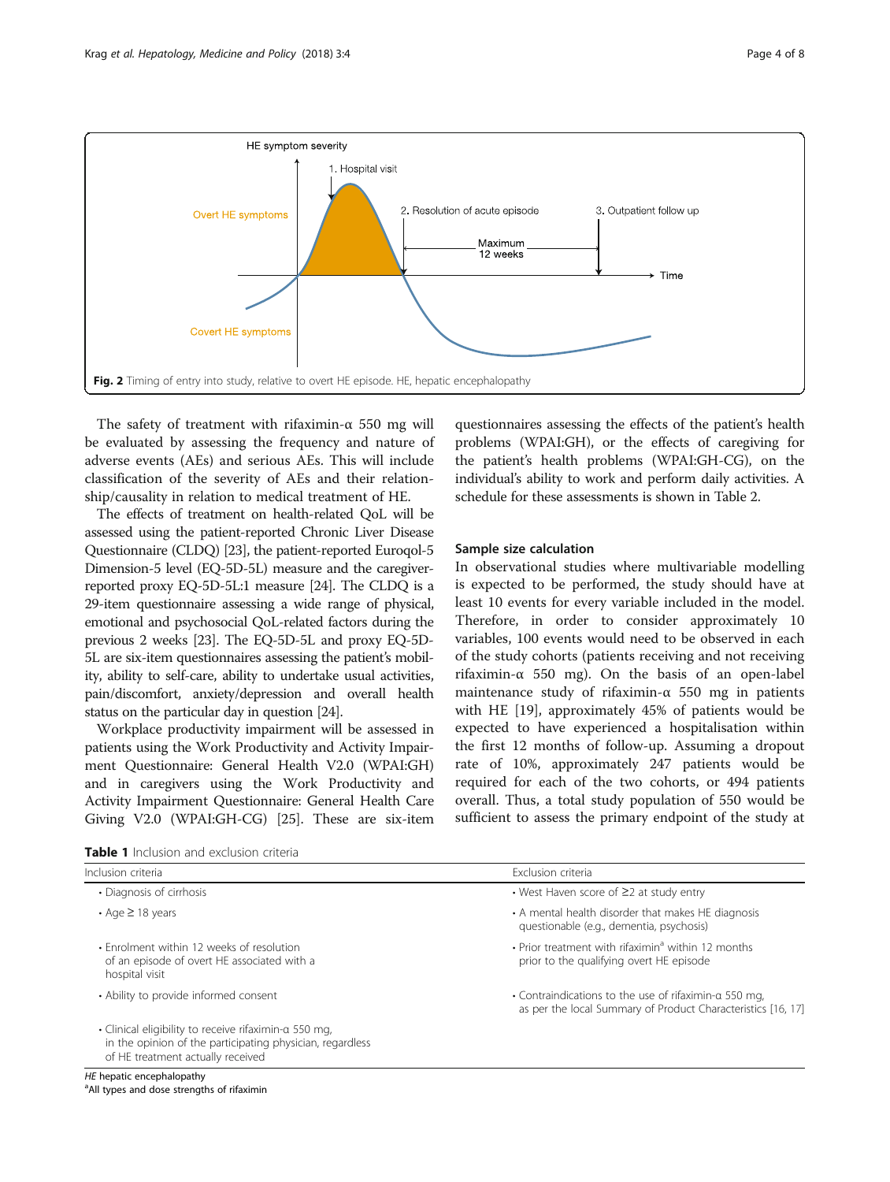Fig. 2 Timing of entry into study, relative to overt HE episode. HE, hepatic encephalopathy

The safety of treatment with rifaximin-α 550 mg will be evaluated by assessing the frequency and nature of adverse events (AEs) and serious AEs. This will include classification of the severity of AEs and their relationship/causality in relation to medical treatment of HE.

The effects of treatment on health-related QoL will be assessed using the patient-reported Chronic Liver Disease Questionnaire (CLDQ) [23], the patient-reported Euroqol-5 Dimension-5 level (EQ-5D-5L) measure and the caregiver-reported proxy EQ-5D-5L:1 measure [24]. The CLDQ is a 29-item questionnaire assessing a wide range of physical, emotional and psychosocial QoL-related factors during the previous 2 weeks [23]. The EQ-5D-5L and proxy EQ-5D-5L are six-item questionnaires assessing the patient's mobility, ability to self-care, ability to undertake usual activities, pain/discomfort, anxiety/depression and overall health status on the particular day in question [24].

Workplace productivity impairment will be assessed in patients using the Work Productivity and Activity Impairment Questionnaire: General Health V2.0 (WPAI:GH) and in caregivers using the Work Productivity and Activity Impairment Questionnaire: General Health Care Giving V2.0 (WPAI:GH-CG) [25]. These are six-item questionnaires assessing the effects of the patient's health problems (WPAI:GH), or the effects of caregiving for the patient's health problems (WPAI:GH-CG), on the individual's ability to work and perform daily activities. A schedule for these assessments is shown in Table 2.

### Sample size calculation

In observational studies where multivariable modelling is expected to be performed, the study should have at least 10 events for every variable included in the model. Therefore, in order to consider approximately 10 variables, 100 events would need to be observed in each of the study cohorts (patients receiving and not receiving rifaximin-α 550 mg). On the basis of an open-label maintenance study of rifaximin-α 550 mg in patients with HE [19], approximately 45% of patients would be expected to have experienced a hospitalisation within the first 12 months of follow-up. Assuming a dropout rate of 10%, approximately 247 patients would be required for each of the two cohorts, or 494 patients overall. Thus, a total study population of 550 would be sufficient to assess the primary endpoint of the study at

**Table 1** Inclusion and exclusion criteria

| Inclusion criteria | Exclusion criteria |
| --- | --- |
| • Diagnosis of cirrhosis | • West Haven score of ≥2 at study entry |
| • Age ≥ 18 years | • A mental health disorder that makes HE diagnosis questionable (e.g., dementia, psychosis) |
| • Enrolment within 12 weeks of resolution of an episode of overt HE associated with a hospital visit | • Prior treatment with rifaximin[a] within 12 months prior to the qualifying overt HE episode |
| • Ability to provide informed consent | • Contraindications to the use of rifaximin-α 550 mg, as per the local Summary of Product Characteristics [16, 17] |
| • Clinical eligibility to receive rifaximin-α 550 mg, in the opinion of the participating physician, regardless of HE treatment actually received | |

*HE* hepatic encephalopathy
[a]All types and dose strengths of rifaximin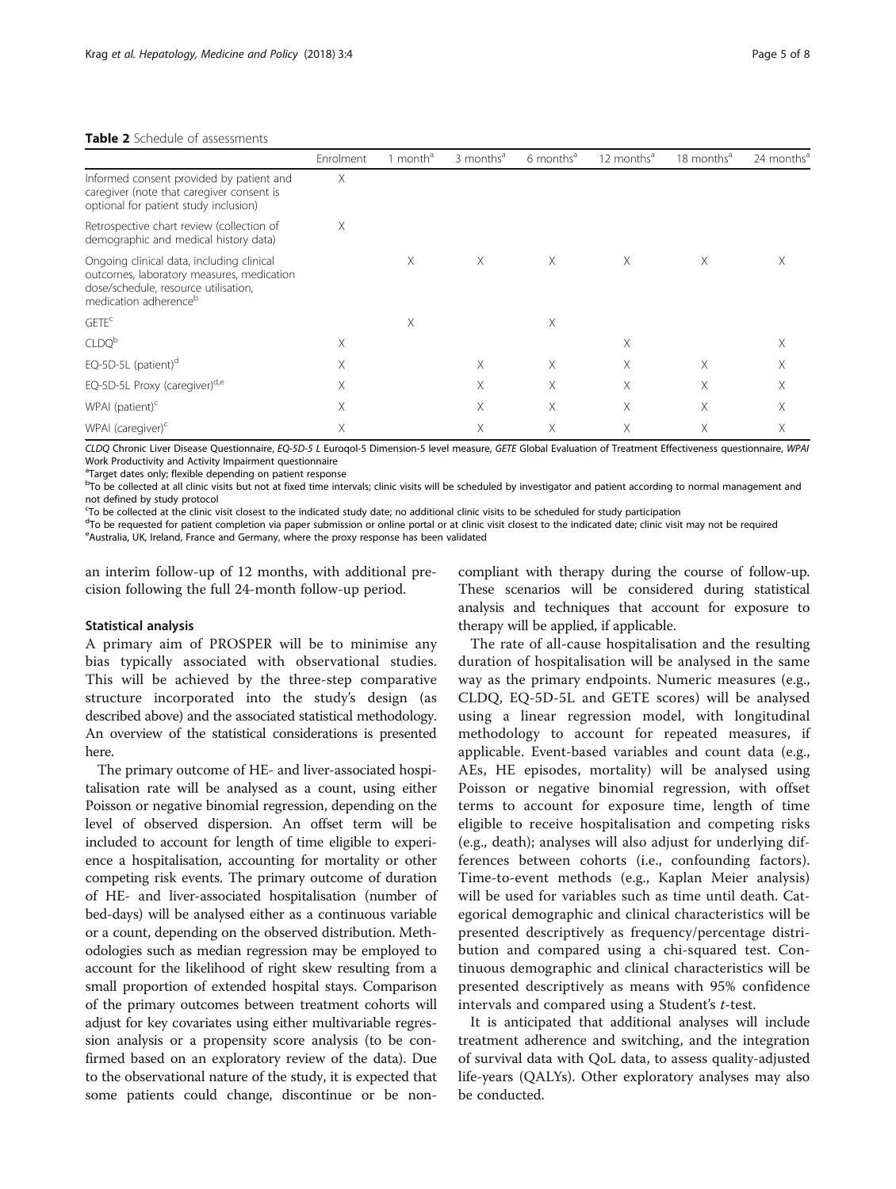**Table 2** Schedule of assessments

| | Enrolment | 1 month[a] | 3 months[a] | 6 months[a] | 12 months[a] | 18 months[a] | 24 months[a] |
|---|---|---|---|---|---|---|---|
| Informed consent provided by patient and caregiver (note that caregiver consent is optional for patient study inclusion) | X | | | | | | |
| Retrospective chart review (collection of demographic and medical history data) | X | | | | | | |
| Ongoing clinical data, including clinical outcomes, laboratory measures, medication dose/schedule, resource utilisation, medication adherence[b] | | X | X | X | X | X | X |
| GETE[c] | | X | | X | | | |
| CLDQ[b] | X | | | | X | | X |
| EQ-5D-5L (patient)[d] | X | | X | X | X | X | X |
| EQ-5D-5L Proxy (caregiver)[d,e] | X | | X | X | X | X | X |
| WPAI (patient)[c] | X | | X | X | X | X | X |
| WPAI (caregiver)[c] | X | | X | X | X | X | X |

*CLDQ* Chronic Liver Disease Questionnaire, *EQ-5D-5 L* Euroqol-5 Dimension-5 level measure, *GETE* Global Evaluation of Treatment Effectiveness questionnaire, *WPAI* Work Productivity and Activity Impairment questionnaire

[a]Target dates only; flexible depending on patient response

[b]To be collected at all clinic visits but not at fixed time intervals; clinic visits will be scheduled by investigator and patient according to normal management and not defined by study protocol

[c]To be collected at the clinic visit closest to the indicated study date; no additional clinic visits to be scheduled for study participation

[d]To be requested for patient completion via paper submission or online portal or at clinic visit closest to the indicated date; clinic visit may not be required

[e]Australia, UK, Ireland, France and Germany, where the proxy response has been validated

an interim follow-up of 12 months, with additional precision following the full 24-month follow-up period.

### Statistical analysis

A primary aim of PROSPER will be to minimise any bias typically associated with observational studies. This will be achieved by the three-step comparative structure incorporated into the study's design (as described above) and the associated statistical methodology. An overview of the statistical considerations is presented here.

The primary outcome of HE- and liver-associated hospitalisation rate will be analysed as a count, using either Poisson or negative binomial regression, depending on the level of observed dispersion. An offset term will be included to account for length of time eligible to experience a hospitalisation, accounting for mortality or other competing risk events. The primary outcome of duration of HE- and liver-associated hospitalisation (number of bed-days) will be analysed either as a continuous variable or a count, depending on the observed distribution. Methodologies such as median regression may be employed to account for the likelihood of right skew resulting from a small proportion of extended hospital stays. Comparison of the primary outcomes between treatment cohorts will adjust for key covariates using either multivariable regression analysis or a propensity score analysis (to be confirmed based on an exploratory review of the data). Due to the observational nature of the study, it is expected that some patients could change, discontinue or be non-compliant with therapy during the course of follow-up. These scenarios will be considered during statistical analysis and techniques that account for exposure to therapy will be applied, if applicable.

The rate of all-cause hospitalisation and the resulting duration of hospitalisation will be analysed in the same way as the primary endpoints. Numeric measures (e.g., CLDQ, EQ-5D-5L and GETE scores) will be analysed using a linear regression model, with longitudinal methodology to account for repeated measures, if applicable. Event-based variables and count data (e.g., AEs, HE episodes, mortality) will be analysed using Poisson or negative binomial regression, with offset terms to account for exposure time, length of time eligible to receive hospitalisation and competing risks (e.g., death); analyses will also adjust for underlying differences between cohorts (i.e., confounding factors). Time-to-event methods (e.g., Kaplan Meier analysis) will be used for variables such as time until death. Categorical demographic and clinical characteristics will be presented descriptively as frequency/percentage distribution and compared using a chi-squared test. Continuous demographic and clinical characteristics will be presented descriptively as means with 95% confidence intervals and compared using a Student's *t*-test.

It is anticipated that additional analyses will include treatment adherence and switching, and the integration of survival data with QoL data, to assess quality-adjusted life-years (QALYs). Other exploratory analyses may also be conducted.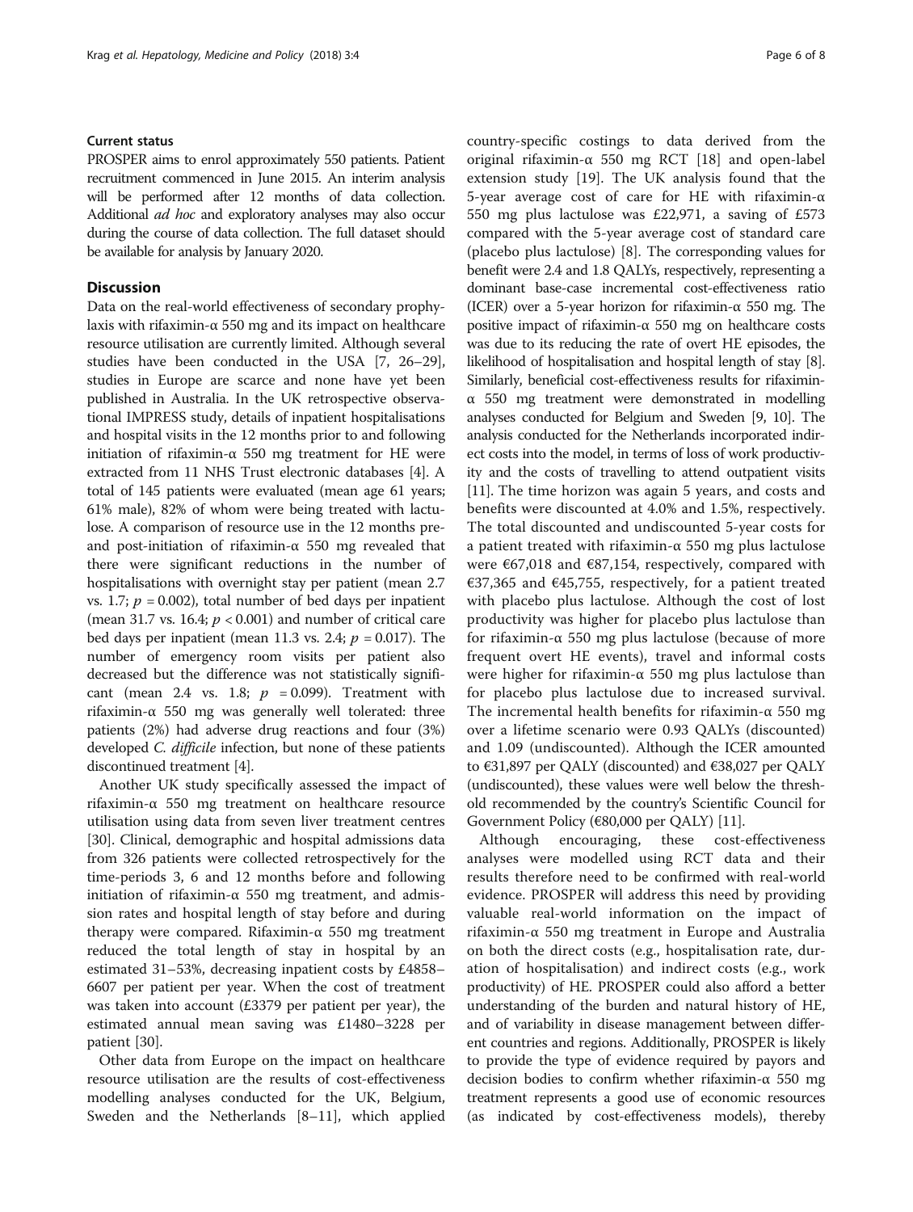### Current status

PROSPER aims to enrol approximately 550 patients. Patient recruitment commenced in June 2015. An interim analysis will be performed after 12 months of data collection. Additional *ad hoc* and exploratory analyses may also occur during the course of data collection. The full dataset should be available for analysis by January 2020.

## Discussion

Data on the real-world effectiveness of secondary prophylaxis with rifaximin-α 550 mg and its impact on healthcare resource utilisation are currently limited. Although several studies have been conducted in the USA [7, 26–29], studies in Europe are scarce and none have yet been published in Australia. In the UK retrospective observational IMPRESS study, details of inpatient hospitalisations and hospital visits in the 12 months prior to and following initiation of rifaximin-α 550 mg treatment for HE were extracted from 11 NHS Trust electronic databases [4]. A total of 145 patients were evaluated (mean age 61 years; 61% male), 82% of whom were being treated with lactulose. A comparison of resource use in the 12 months pre- and post-initiation of rifaximin-α 550 mg revealed that there were significant reductions in the number of hospitalisations with overnight stay per patient (mean 2.7 vs. 1.7; $p = 0.002$), total number of bed days per inpatient (mean 31.7 vs. 16.4; $p < 0.001$) and number of critical care bed days per inpatient (mean 11.3 vs. 2.4; $p = 0.017$). The number of emergency room visits per patient also decreased but the difference was not statistically significant (mean 2.4 vs. 1.8; $p = 0.099$). Treatment with rifaximin-α 550 mg was generally well tolerated: three patients (2%) had adverse drug reactions and four (3%) developed *C. difficile* infection, but none of these patients discontinued treatment [4].

Another UK study specifically assessed the impact of rifaximin-α 550 mg treatment on healthcare resource utilisation using data from seven liver treatment centres [30]. Clinical, demographic and hospital admissions data from 326 patients were collected retrospectively for the time-periods 3, 6 and 12 months before and following initiation of rifaximin-α 550 mg treatment, and admission rates and hospital length of stay before and during therapy were compared. Rifaximin-α 550 mg treatment reduced the total length of stay in hospital by an estimated 31–53%, decreasing inpatient costs by £4858–6607 per patient per year. When the cost of treatment was taken into account (£3379 per patient per year), the estimated annual mean saving was £1480–3228 per patient [30].

Other data from Europe on the impact on healthcare resource utilisation are the results of cost-effectiveness modelling analyses conducted for the UK, Belgium, Sweden and the Netherlands [8–11], which applied country-specific costings to data derived from the original rifaximin-α 550 mg RCT [18] and open-label extension study [19]. The UK analysis found that the 5-year average cost of care for HE with rifaximin-α 550 mg plus lactulose was £22,971, a saving of £573 compared with the 5-year average cost of standard care (placebo plus lactulose) [8]. The corresponding values for benefit were 2.4 and 1.8 QALYs, respectively, representing a dominant base-case incremental cost-effectiveness ratio (ICER) over a 5-year horizon for rifaximin-α 550 mg. The positive impact of rifaximin-α 550 mg on healthcare costs was due to its reducing the rate of overt HE episodes, the likelihood of hospitalisation and hospital length of stay [8]. Similarly, beneficial cost-effectiveness results for rifaximin-α 550 mg treatment were demonstrated in modelling analyses conducted for Belgium and Sweden [9, 10]. The analysis conducted for the Netherlands incorporated indirect costs into the model, in terms of loss of work productivity and the costs of travelling to attend outpatient visits [11]. The time horizon was again 5 years, and costs and benefits were discounted at 4.0% and 1.5%, respectively. The total discounted and undiscounted 5-year costs for a patient treated with rifaximin-α 550 mg plus lactulose were €67,018 and €87,154, respectively, compared with €37,365 and €45,755, respectively, for a patient treated with placebo plus lactulose. Although the cost of lost productivity was higher for placebo plus lactulose than for rifaximin-α 550 mg plus lactulose (because of more frequent overt HE events), travel and informal costs were higher for rifaximin-α 550 mg plus lactulose than for placebo plus lactulose due to increased survival. The incremental health benefits for rifaximin-α 550 mg over a lifetime scenario were 0.93 QALYs (discounted) and 1.09 (undiscounted). Although the ICER amounted to €31,897 per QALY (discounted) and €38,027 per QALY (undiscounted), these values were well below the threshold recommended by the country's Scientific Council for Government Policy (€80,000 per QALY) [11].

Although encouraging, these cost-effectiveness analyses were modelled using RCT data and their results therefore need to be confirmed with real-world evidence. PROSPER will address this need by providing valuable real-world information on the impact of rifaximin-α 550 mg treatment in Europe and Australia on both the direct costs (e.g., hospitalisation rate, duration of hospitalisation) and indirect costs (e.g., work productivity) of HE. PROSPER could also afford a better understanding of the burden and natural history of HE, and of variability in disease management between different countries and regions. Additionally, PROSPER is likely to provide the type of evidence required by payors and decision bodies to confirm whether rifaximin-α 550 mg treatment represents a good use of economic resources (as indicated by cost-effectiveness models), thereby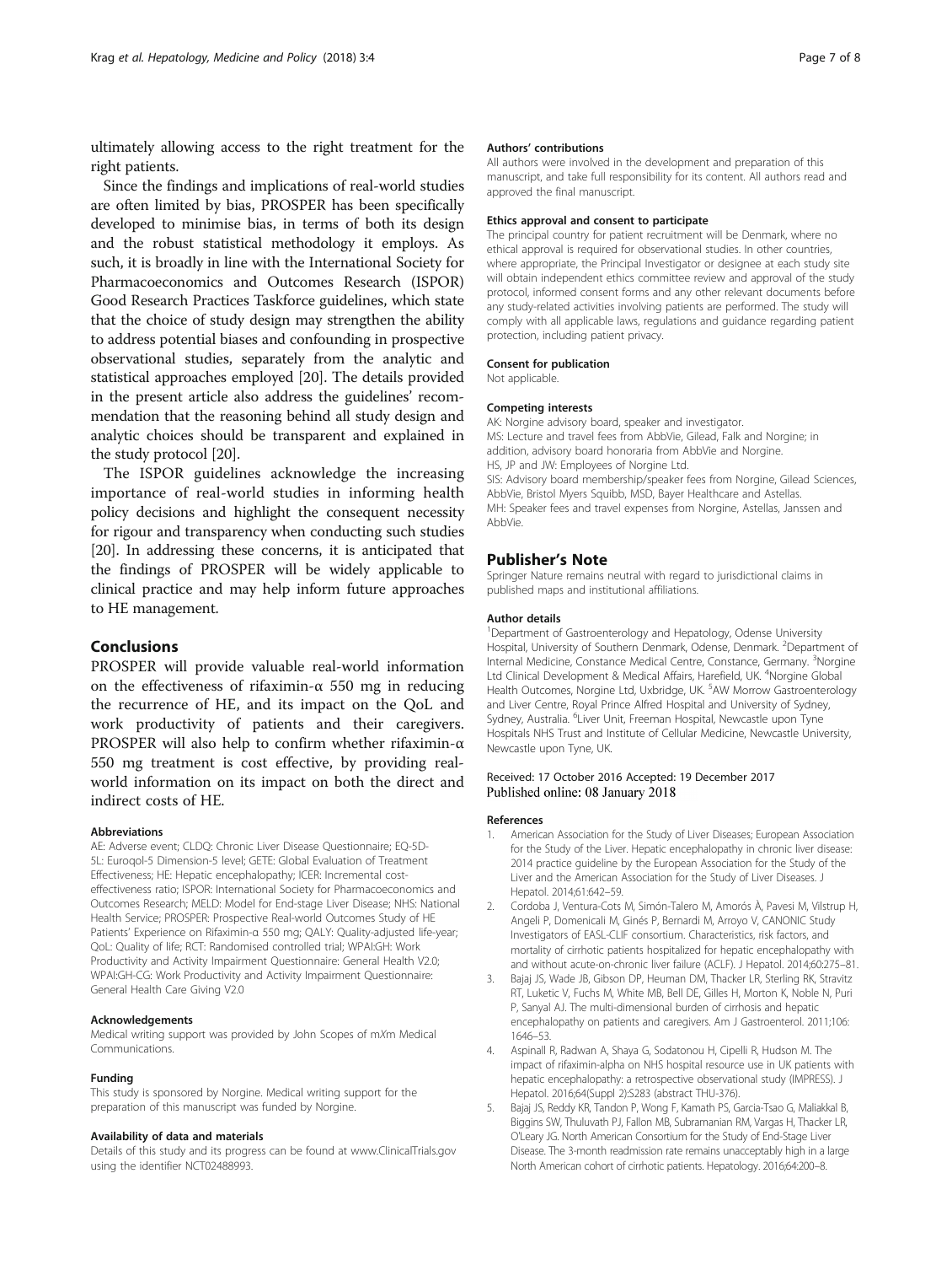ultimately allowing access to the right treatment for the right patients.

Since the findings and implications of real-world studies are often limited by bias, PROSPER has been specifically developed to minimise bias, in terms of both its design and the robust statistical methodology it employs. As such, it is broadly in line with the International Society for Pharmacoeconomics and Outcomes Research (ISPOR) Good Research Practices Taskforce guidelines, which state that the choice of study design may strengthen the ability to address potential biases and confounding in prospective observational studies, separately from the analytic and statistical approaches employed [20]. The details provided in the present article also address the guidelines' recommendation that the reasoning behind all study design and analytic choices should be transparent and explained in the study protocol [20].

The ISPOR guidelines acknowledge the increasing importance of real-world studies in informing health policy decisions and highlight the consequent necessity for rigour and transparency when conducting such studies [20]. In addressing these concerns, it is anticipated that the findings of PROSPER will be widely applicable to clinical practice and may help inform future approaches to HE management.

## Conclusions

PROSPER will provide valuable real-world information on the effectiveness of rifaximin-α 550 mg in reducing the recurrence of HE, and its impact on the QoL and work productivity of patients and their caregivers. PROSPER will also help to confirm whether rifaximin-α 550 mg treatment is cost effective, by providing real-world information on its impact on both the direct and indirect costs of HE.

#### Abbreviations

AE: Adverse event; CLDQ: Chronic Liver Disease Questionnaire; EQ-5D-5L: Euroqol-5 Dimension-5 level; GETE: Global Evaluation of Treatment Effectiveness; HE: Hepatic encephalopathy; ICER: Incremental cost-effectiveness ratio; ISPOR: International Society for Pharmacoeconomics and Outcomes Research; MELD: Model for End-stage Liver Disease; NHS: National Health Service; PROSPER: Prospective Real-world Outcomes Study of HE Patients' Experience on Rifaximin-α 550 mg; QALY: Quality-adjusted life-year; QoL: Quality of life; RCT: Randomised controlled trial; WPAI:GH: Work Productivity and Activity Impairment Questionnaire: General Health V2.0; WPAI:GH-CG: Work Productivity and Activity Impairment Questionnaire: General Health Care Giving V2.0

#### Acknowledgements

Medical writing support was provided by John Scopes of m*X*m Medical Communications.

#### Funding

This study is sponsored by Norgine. Medical writing support for the preparation of this manuscript was funded by Norgine.

#### Availability of data and materials

Details of this study and its progress can be found at www.ClinicalTrials.gov using the identifier NCT02488993.

#### Authors' contributions

All authors were involved in the development and preparation of this manuscript, and take full responsibility for its content. All authors read and approved the final manuscript.

#### Ethics approval and consent to participate

The principal country for patient recruitment will be Denmark, where no ethical approval is required for observational studies. In other countries, where appropriate, the Principal Investigator or designee at each study site will obtain independent ethics committee review and approval of the study protocol, informed consent forms and any other relevant documents before any study-related activities involving patients are performed. The study will comply with all applicable laws, regulations and guidance regarding patient protection, including patient privacy.

#### Consent for publication

Not applicable.

#### Competing interests

AK: Norgine advisory board, speaker and investigator.
MS: Lecture and travel fees from AbbVie, Gilead, Falk and Norgine; in addition, advisory board honoraria from AbbVie and Norgine.
HS, JP and JW: Employees of Norgine Ltd.
SIS: Advisory board membership/speaker fees from Norgine, Gilead Sciences, AbbVie, Bristol Myers Squibb, MSD, Bayer Healthcare and Astellas.
MH: Speaker fees and travel expenses from Norgine, Astellas, Janssen and AbbVie.

## Publisher's Note

Springer Nature remains neutral with regard to jurisdictional claims in published maps and institutional affiliations.

#### Author details

[1]Department of Gastroenterology and Hepatology, Odense University Hospital, University of Southern Denmark, Odense, Denmark. [2]Department of Internal Medicine, Constance Medical Centre, Constance, Germany. [3]Norgine Ltd Clinical Development & Medical Affairs, Harefield, UK. [4]Norgine Global Health Outcomes, Norgine Ltd, Uxbridge, UK. [5]AW Morrow Gastroenterology and Liver Centre, Royal Prince Alfred Hospital and University of Sydney, Sydney, Australia. [6]Liver Unit, Freeman Hospital, Newcastle upon Tyne Hospitals NHS Trust and Institute of Cellular Medicine, Newcastle University, Newcastle upon Tyne, UK.

Received: 17 October 2016 Accepted: 19 December 2017
Published online: 08 January 2018

#### References

1. American Association for the Study of Liver Diseases; European Association for the Study of the Liver. Hepatic encephalopathy in chronic liver disease: 2014 practice guideline by the European Association for the Study of the Liver and the American Association for the Study of Liver Diseases. J Hepatol. 2014;61:642–59.
2. Cordoba J, Ventura-Cots M, Simón-Talero M, Amorós À, Pavesi M, Vilstrup H, Angeli P, Domenicali M, Ginés P, Bernardi M, Arroyo V, CANONIC Study Investigators of EASL-CLIF consortium. Characteristics, risk factors, and mortality of cirrhotic patients hospitalized for hepatic encephalopathy with and without acute-on-chronic liver failure (ACLF). J Hepatol. 2014;60:275–81.
3. Bajaj JS, Wade JB, Gibson DP, Heuman DM, Thacker LR, Sterling RK, Stravitz RT, Luketic V, Fuchs M, White MB, Bell DE, Gilles H, Morton K, Noble N, Puri P, Sanyal AJ. The multi-dimensional burden of cirrhosis and hepatic encephalopathy on patients and caregivers. Am J Gastroenterol. 2011;106:1646–53.
4. Aspinall R, Radwan A, Shaya G, Sodatonou H, Cipelli R, Hudson M. The impact of rifaximin-alpha on NHS hospital resource use in UK patients with hepatic encephalopathy: a retrospective observational study (IMPRESS). J Hepatol. 2016;64(Suppl 2):S283 (abstract THU-376).
5. Bajaj JS, Reddy KR, Tandon P, Wong F, Kamath PS, Garcia-Tsao G, Maliakkal B, Biggins SW, Thuluvath PJ, Fallon MB, Subramanian RM, Vargas H, Thacker LR, O'Leary JG. North American Consortium for the Study of End-Stage Liver Disease. The 3-month readmission rate remains unacceptably high in a large North American cohort of cirrhotic patients. Hepatology. 2016;64:200–8.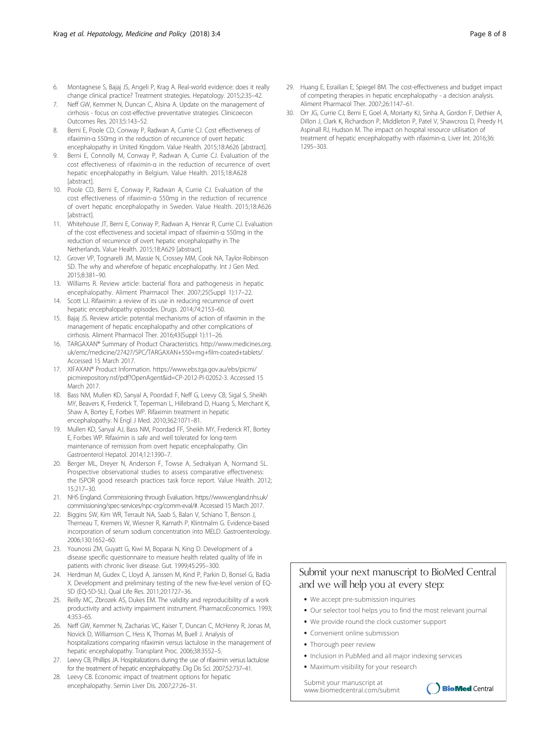6. Montagnese S, Bajaj JS, Angeli P, Krag A. Real-world evidence: does it really change clinical practice? Treatment strategies. Hepatology. 2015;2:35–42.
7. Neff GW, Kemmer N, Duncan C, Alsina A. Update on the management of cirrhosis - focus on cost-effective preventative strategies. Clinicoecon Outcomes Res. 2013;5:143–52.
8. Berni E, Poole CD, Conway P, Radwan A, Currie CJ. Cost effectiveness of rifaximin-α 550mg in the reduction of recurrence of overt hepatic encephalopathy in United Kingdom. Value Health. 2015;18:A626 [abstract].
9. Berni E, Connolly M, Conway P, Radwan A, Currie CJ. Evaluation of the cost effectiveness of rifaximin-α in the reduction of recurrence of overt hepatic encephalopathy in Belgium. Value Health. 2015;18:A628 [abstract].
10. Poole CD, Berni E, Conway P, Radwan A, Currie CJ. Evaluation of the cost effectiveness of rifaximin-α 550mg in the reduction of recurrence of overt hepatic encephalopathy in Sweden. Value Health. 2015;18:A626 [abstract].
11. Whitehouse JT, Berni E, Conway P, Radwan A, Henrar R, Currie CJ. Evaluation of the cost effectiveness and societal impact of rifaximin-α 550mg in the reduction of recurrence of overt hepatic encephalopathy in The Netherlands. Value Health. 2015;18:A629 [abstract].
12. Grover VP, Tognarelli JM, Massie N, Crossey MM, Cook NA, Taylor-Robinson SD. The why and wherefore of hepatic encephalopathy. Int J Gen Med. 2015;8:381–90.
13. Williams R. Review article: bacterial flora and pathogenesis in hepatic encephalopathy. Aliment Pharmacol Ther. 2007;25(Suppl 1):17–22.
14. Scott LJ. Rifaximin: a review of its use in reducing recurrence of overt hepatic encephalopathy episodes. Drugs. 2014;74:2153–60.
15. Bajaj JS. Review article: potential mechanisms of action of rifaximin in the management of hepatic encephalopathy and other complications of cirrhosis. Aliment Pharmacol Ther. 2016;43(Suppl 1):11–26.
16. TARGAXAN® Summary of Product Characteristics. http://www.medicines.org.uk/emc/medicine/27427/SPC/TARGAXAN+550+mg+film-coated+tablets/. Accessed 15 March 2017.
17. XIFAXAN® Product Information. https://www.ebs.tga.gov.au/ebs/picmi/picmirepository.nsf/pdf?OpenAgent&id=CP-2012-PI-02052-3. Accessed 15 March 2017.
18. Bass NM, Mullen KD, Sanyal A, Poordad F, Neff G, Leevy CB, Sigal S, Sheikh MY, Beavers K, Frederick T, Teperman L, Hillebrand D, Huang S, Merchant K, Shaw A, Bortey E, Forbes WP. Rifaximin treatment in hepatic encephalopathy. N Engl J Med. 2010;362:1071–81.
19. Mullen KD, Sanyal AJ, Bass NM, Poordad FF, Sheikh MY, Frederick RT, Bortey E, Forbes WP. Rifaximin is safe and well tolerated for long-term maintenance of remission from overt hepatic encephalopathy. Clin Gastroenterol Hepatol. 2014;12:1390–7.
20. Berger ML, Dreyer N, Anderson F, Towse A, Sedrakyan A, Normand SL. Prospective observational studies to assess comparative effectiveness: the ISPOR good research practices task force report. Value Health. 2012;15:217–30.
21. NHS England. Commissioning through Evaluation. https://www.england.nhs.uk/commissioning/spec-services/npc-crg/comm-eval/#. Accessed 15 March 2017.
22. Biggins SW, Kim WR, Terrault NA, Saab S, Balan V, Schiano T, Benson J, Therneau T, Kremers W, Wiesner R, Kamath P, Klintmalm G. Evidence-based incorporation of serum sodium concentration into MELD. Gastroenterology. 2006;130:1652–60.
23. Younossi ZM, Guyatt G, Kiwi M, Boparai N, King D. Development of a disease specific questionnaire to measure health related quality of life in patients with chronic liver disease. Gut. 1999;45:295–300.
24. Herdman M, Gudex C, Lloyd A, Janssen M, Kind P, Parkin D, Bonsel G, Badia X. Development and preliminary testing of the new five-level version of EQ-5D (EQ-5D-5L). Qual Life Res. 2011;20:1727–36.
25. Reilly MC, Zbrozek AS, Dukes EM. The validity and reproducibility of a work productivity and activity impairment instrument. PharmacoEconomics. 1993;4:353–65.
26. Neff GW, Kemmer N, Zacharias VC, Kaiser T, Duncan C, McHenry R, Jonas M, Novick D, Williamson C, Hess K, Thomas M, Buell J. Analysis of hospitalizations comparing rifaximin versus lactulose in the management of hepatic encephalopathy. Transplant Proc. 2006;38:3552–5.
27. Leevy CB, Phillips JA. Hospitalizations during the use of rifaximin versus lactulose for the treatment of hepatic encephalopathy. Dig Dis Sci. 2007;52:737–41.
28. Leevy CB. Economic impact of treatment options for hepatic encephalopathy. Semin Liver Dis. 2007;27:26–31.
29. Huang E, Esrailian E, Spiegel BM. The cost-effectiveness and budget impact of competing therapies in hepatic encephalopathy - a decision analysis. Aliment Pharmacol Ther. 2007;26:1147–61.
30. Orr JG, Currie CJ, Berni E, Goel A, Moriarty KJ, Sinha A, Gordon F, Dethier A, Dillon J, Clark K, Richardson P, Middleton P, Patel V, Shawcross D, Preedy H, Aspinall RJ, Hudson M. The impact on hospital resource utilisation of treatment of hepatic encephalopathy with rifaximin-α. Liver Int. 2016;36:1295–303.

Submit your next manuscript to BioMed Central and we will help you at every step:

- We accept pre-submission inquiries
- Our selector tool helps you to find the most relevant journal
- We provide round the clock customer support
- Convenient online submission
- Thorough peer review
- Inclusion in PubMed and all major indexing services
- Maximum visibility for your research

Submit your manuscript at www.biomedcentral.com/submit

BioMed Central